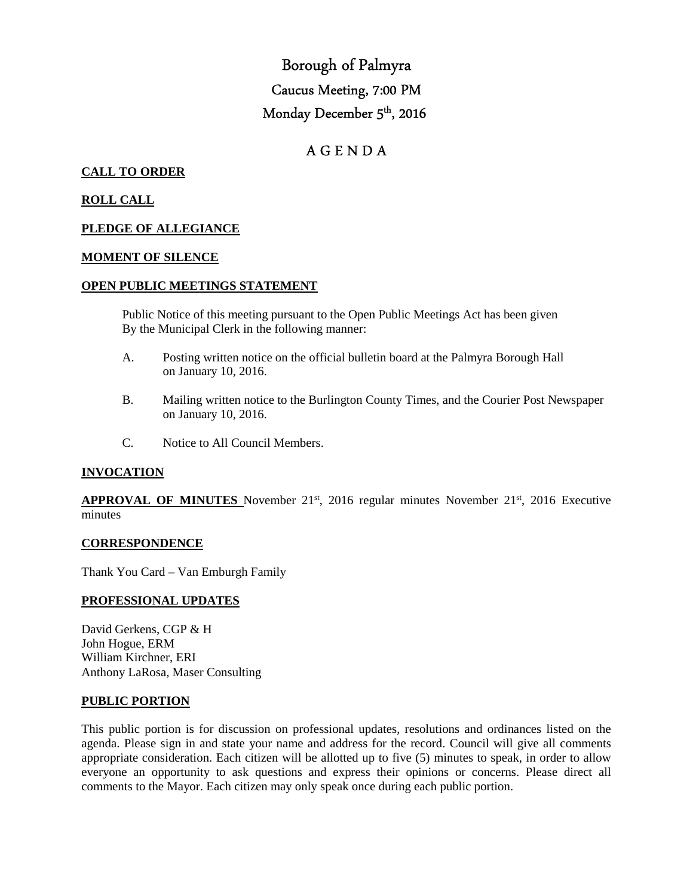# Borough of Palmyra

## Caucus Meeting, 7:00 PM

## Monday December 5th, 2016

## A G E N D A

**CALL TO ORDER**

**ROLL CALL**

**PLEDGE OF ALLEGIANCE**

**MOMENT OF SILENCE**

**OPEN PUBLIC MEETINGS STATEMENT**

Public Notice of this meeting pursuant to the Open Public Meetings Act has been given By the Municipal Clerk in the following manner:

A. Posting written notice on the official bulletin board at the Palmyra Borough Hall on January 10, 2016.

B. Mailing written notice to the Burlington County Times, and the Courier Post Newspaper on January 10, 2016.

C. Notice to All Council Members.

**INVOCATION**

**APPROVAL OF MINUTES** November 21st, 2016 regular minutes November 21st, 2016 Executive minutes

**CORRESPONDENCE**

Thank You Card – Van Emburgh Family

**PROFESSIONAL UPDATES**

David Gerkens, CGP & H
John Hogue, ERM
William Kirchner, ERI
Anthony LaRosa, Maser Consulting

**PUBLIC PORTION**

This public portion is for discussion on professional updates, resolutions and ordinances listed on the agenda. Please sign in and state your name and address for the record. Council will give all comments appropriate consideration. Each citizen will be allotted up to five (5) minutes to speak, in order to allow everyone an opportunity to ask questions and express their opinions or concerns. Please direct all comments to the Mayor. Each citizen may only speak once during each public portion.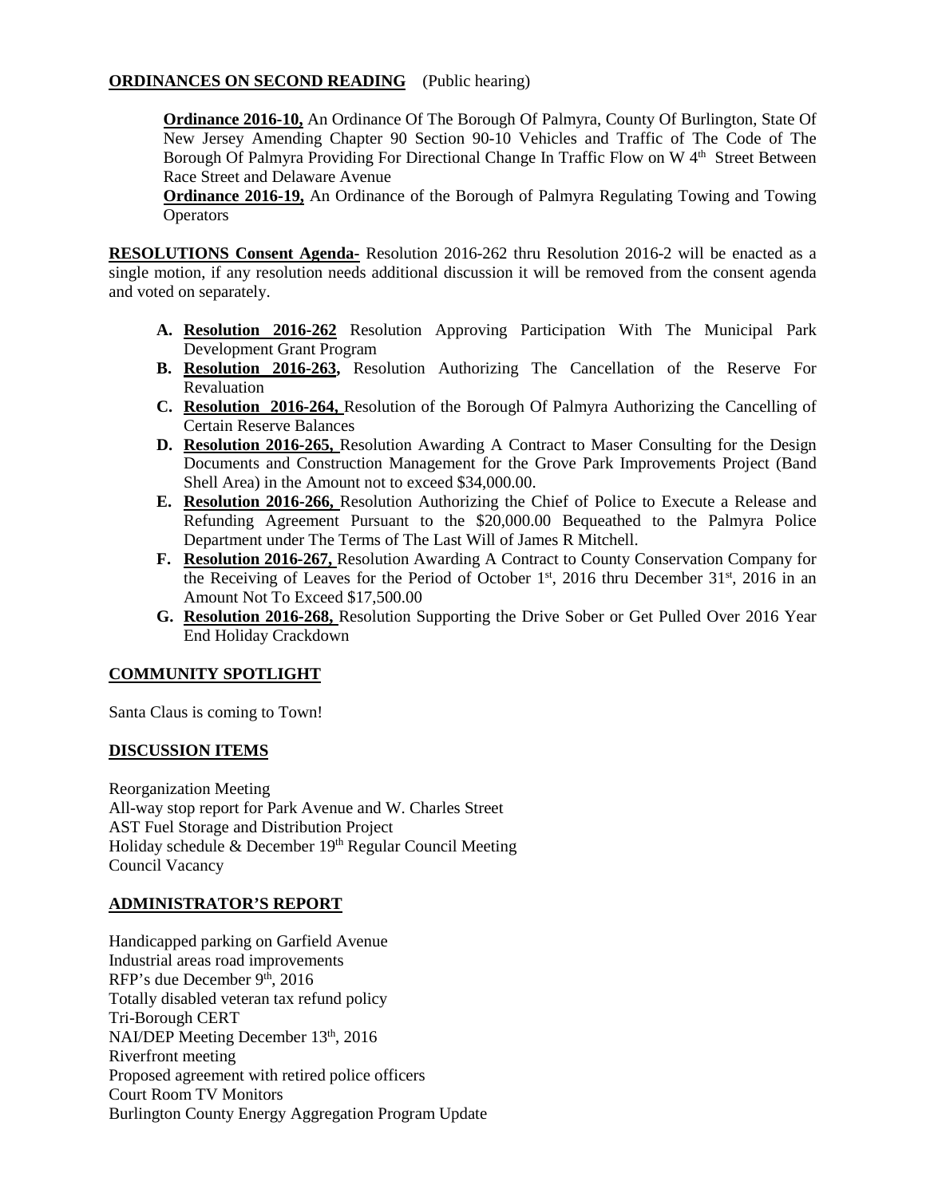**ORDINANCES ON SECOND READING** (Public hearing)

**Ordinance 2016-10,** An Ordinance Of The Borough Of Palmyra, County Of Burlington, State Of New Jersey Amending Chapter 90 Section 90-10 Vehicles and Traffic of The Code of The Borough Of Palmyra Providing For Directional Change In Traffic Flow on W 4th Street Between Race Street and Delaware Avenue

**Ordinance 2016-19,** An Ordinance of the Borough of Palmyra Regulating Towing and Towing Operators

**RESOLUTIONS Consent Agenda-** Resolution 2016-262 thru Resolution 2016-2 will be enacted as a single motion, if any resolution needs additional discussion it will be removed from the consent agenda and voted on separately.

- **A. Resolution 2016-262** Resolution Approving Participation With The Municipal Park Development Grant Program
- **B. Resolution 2016-263,** Resolution Authorizing The Cancellation of the Reserve For Revaluation
- **C. Resolution 2016-264,** Resolution of the Borough Of Palmyra Authorizing the Cancelling of Certain Reserve Balances
- **D. Resolution 2016-265,** Resolution Awarding A Contract to Maser Consulting for the Design Documents and Construction Management for the Grove Park Improvements Project (Band Shell Area) in the Amount not to exceed $34,000.00.
- **E. Resolution 2016-266,** Resolution Authorizing the Chief of Police to Execute a Release and Refunding Agreement Pursuant to the $20,000.00 Bequeathed to the Palmyra Police Department under The Terms of The Last Will of James R Mitchell.
- **F. Resolution 2016-267,** Resolution Awarding A Contract to County Conservation Company for the Receiving of Leaves for the Period of October 1st, 2016 thru December 31st, 2016 in an Amount Not To Exceed $17,500.00
- **G. Resolution 2016-268,** Resolution Supporting the Drive Sober or Get Pulled Over 2016 Year End Holiday Crackdown

**COMMUNITY SPOTLIGHT**

Santa Claus is coming to Town!

**DISCUSSION ITEMS**

Reorganization Meeting
All-way stop report for Park Avenue and W. Charles Street
AST Fuel Storage and Distribution Project
Holiday schedule & December 19th Regular Council Meeting
Council Vacancy

**ADMINISTRATOR'S REPORT**

Handicapped parking on Garfield Avenue
Industrial areas road improvements
RFP's due December 9th, 2016
Totally disabled veteran tax refund policy
Tri-Borough CERT
NAI/DEP Meeting December 13th, 2016
Riverfront meeting
Proposed agreement with retired police officers
Court Room TV Monitors
Burlington County Energy Aggregation Program Update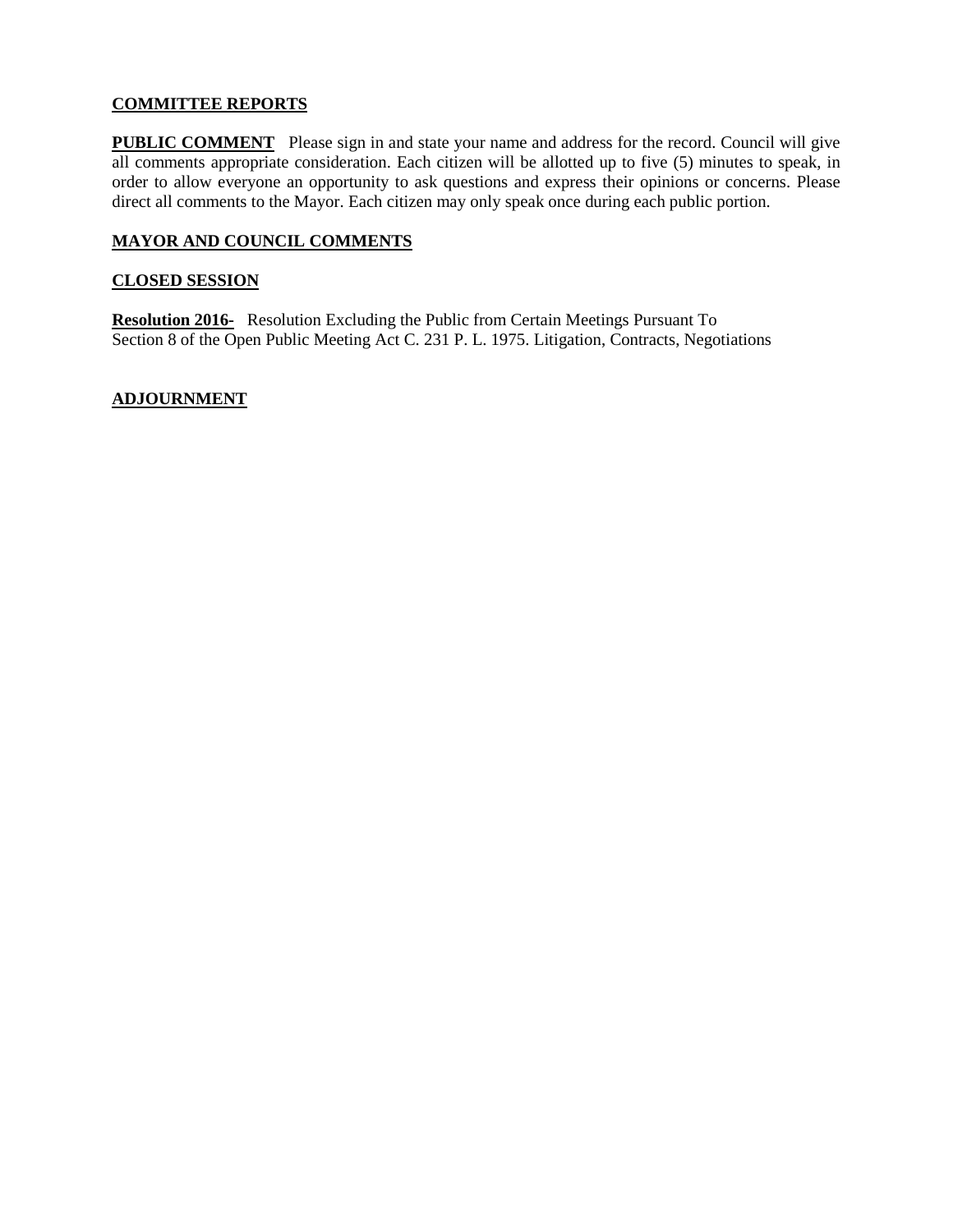**COMMITTEE REPORTS**

**PUBLIC COMMENT** Please sign in and state your name and address for the record. Council will give all comments appropriate consideration. Each citizen will be allotted up to five (5) minutes to speak, in order to allow everyone an opportunity to ask questions and express their opinions or concerns. Please direct all comments to the Mayor. Each citizen may only speak once during each public portion.

**MAYOR AND COUNCIL COMMENTS**

**CLOSED SESSION**

**Resolution 2016-** Resolution Excluding the Public from Certain Meetings Pursuant To Section 8 of the Open Public Meeting Act C. 231 P. L. 1975. Litigation, Contracts, Negotiations

**ADJOURNMENT**